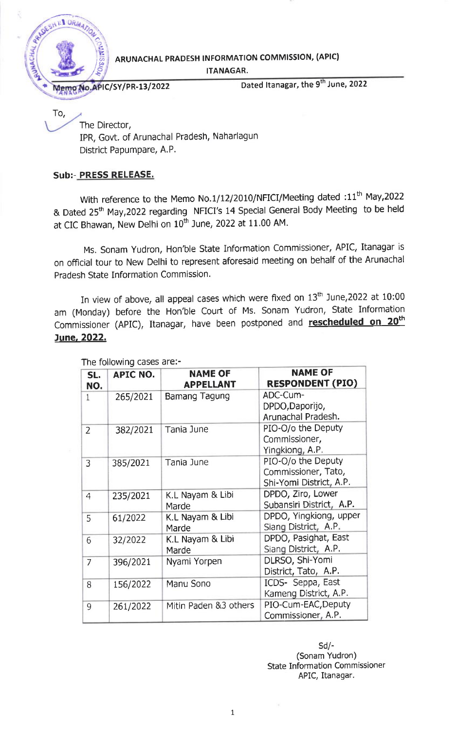# ARUNACHAL PRADESH INFORMATION COMMISSION, (APIC)

**ITANAGAR.**

Memo No.APIC/SY/PR-13/2022 Dated Itanagar, the 9th June, 2022

To,

The Director,
IPR, Govt. of Arunachal Pradesh, Naharlagun
District Papumpare, A.P.

**Sub:- PRESS RELEASE.**

With reference to the Memo No.1/12/2010/NFICI/Meeting dated :11th May,2022 & Dated 25th May,2022 regarding NFICI's 14 Special General Body Meeting to be held at CIC Bhawan, New Delhi on 10th June, 2022 at 11.00 AM.

Ms. Sonam Yudron, Hon'ble State Information Commissioner, APIC, Itanagar is on official tour to New Delhi to represent aforesaid meeting on behalf of the Arunachal Pradesh State Information Commission.

In view of above, all appeal cases which were fixed on 13th June,2022 at 10:00 am (Monday) before the Hon'ble Court of Ms. Sonam Yudron, State Information Commissioner (APIC), Itanagar, have been postponed and **rescheduled on 20th June, 2022.**

The following cases are:-

| SL. NO. | APIC NO. | NAME OF APPELLANT | NAME OF RESPONDENT (PIO) |
|---|---|---|---|
| 1 | 265/2021 | Bamang Tagung | ADC-Cum-DPDO,Daporijo, Arunachal Pradesh. |
| 2 | 382/2021 | Tania June | PIO-O/o the Deputy Commissioner, Yingkiong, A.P. |
| 3 | 385/2021 | Tania June | PIO-O/o the Deputy Commissioner, Tato, Shi-Yomi District, A.P. |
| 4 | 235/2021 | K.L Nayam & Libi Marde | DPDO, Ziro, Lower Subansiri District, A.P. |
| 5 | 61/2022 | K.L Nayam & Libi Marde | DPDO, Yingkiong, upper Siang District, A.P. |
| 6 | 32/2022 | K.L Nayam & Libi Marde | DPDO, Pasighat, East Siang District, A.P. |
| 7 | 396/2021 | Nyami Yorpen | DLRSO, Shi-Yomi District, Tato, A.P. |
| 8 | 156/2022 | Manu Sono | ICDS- Seppa, East Kameng District, A.P. |
| 9 | 261/2022 | Mitin Paden &3 others | PIO-Cum-EAC,Deputy Commissioner, A.P. |

Sd/-
(Sonam Yudron)
State Information Commissioner
APIC, Itanagar.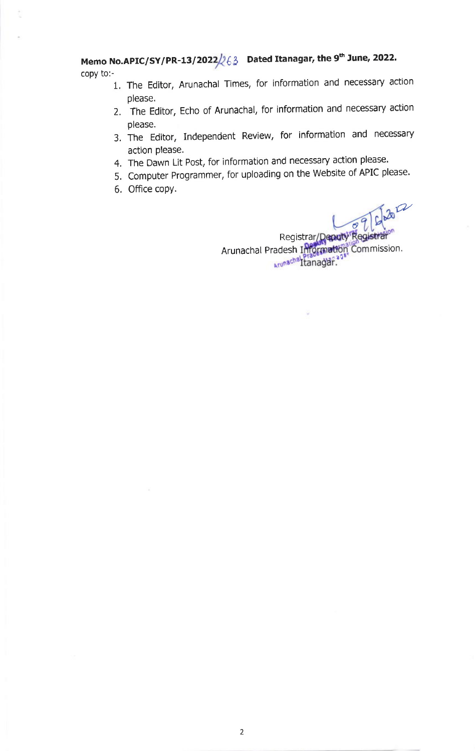**Memo No.APIC/SY/PR-13/2022/263 Dated Itanagar, the 9th June, 2022.**

copy to:-

1. The Editor, Arunachal Times, for information and necessary action please.
2. The Editor, Echo of Arunachal, for information and necessary action please.
3. The Editor, Independent Review, for information and necessary action please.
4. The Dawn Lit Post, for information and necessary action please.
5. Computer Programmer, for uploading on the Website of APIC please.
6. Office copy.

09/6/2022

Registrar/Deputy Registrar
Arunachal Pradesh Information Commission.
Itanagar.